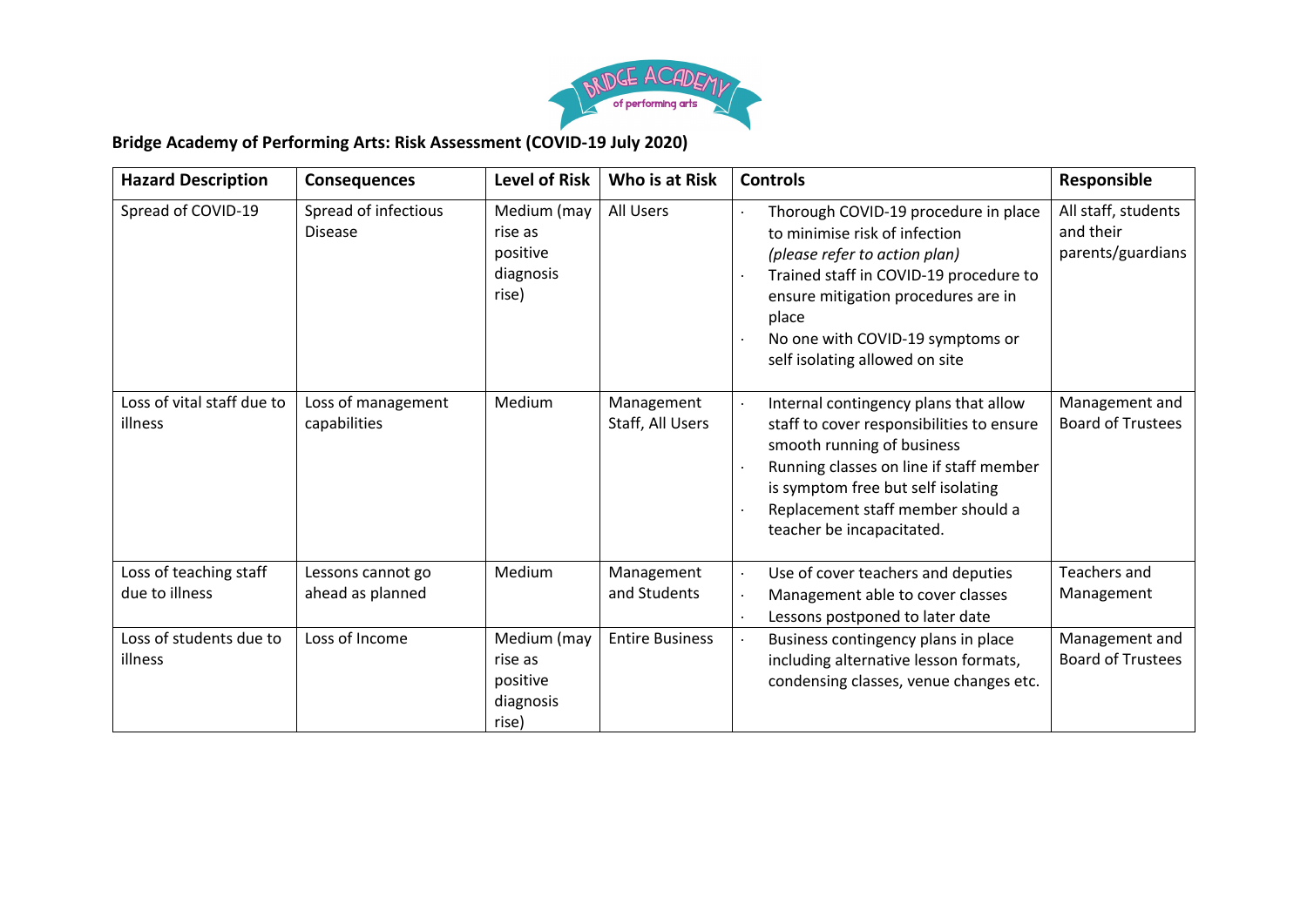# Bridge Academy of Performing Arts: Risk Assessment (COVID-19 July 2020)

| Hazard Description | Consequences | Level of Risk | Who is at Risk | Controls | Responsible |
|---|---|---|---|---|---|
| Spread of COVID-19 | Spread of infectious Disease | Medium (may rise as positive diagnosis rise) | All Users | · Thorough COVID-19 procedure in place to minimise risk of infection *(please refer to action plan)*<br>· Trained staff in COVID-19 procedure to ensure mitigation procedures are in place<br>· No one with COVID-19 symptoms or self isolating allowed on site | All staff, students and their parents/guardians |
| Loss of vital staff due to illness | Loss of management capabilities | Medium | Management Staff, All Users | · Internal contingency plans that allow staff to cover responsibilities to ensure smooth running of business<br>· Running classes on line if staff member is symptom free but self isolating<br>· Replacement staff member should a teacher be incapacitated. | Management and Board of Trustees |
| Loss of teaching staff due to illness | Lessons cannot go ahead as planned | Medium | Management and Students | · Use of cover teachers and deputies<br>· Management able to cover classes<br>· Lessons postponed to later date | Teachers and Management |
| Loss of students due to illness | Loss of Income | Medium (may rise as positive diagnosis rise) | Entire Business | · Business contingency plans in place including alternative lesson formats, condensing classes, venue changes etc. | Management and Board of Trustees |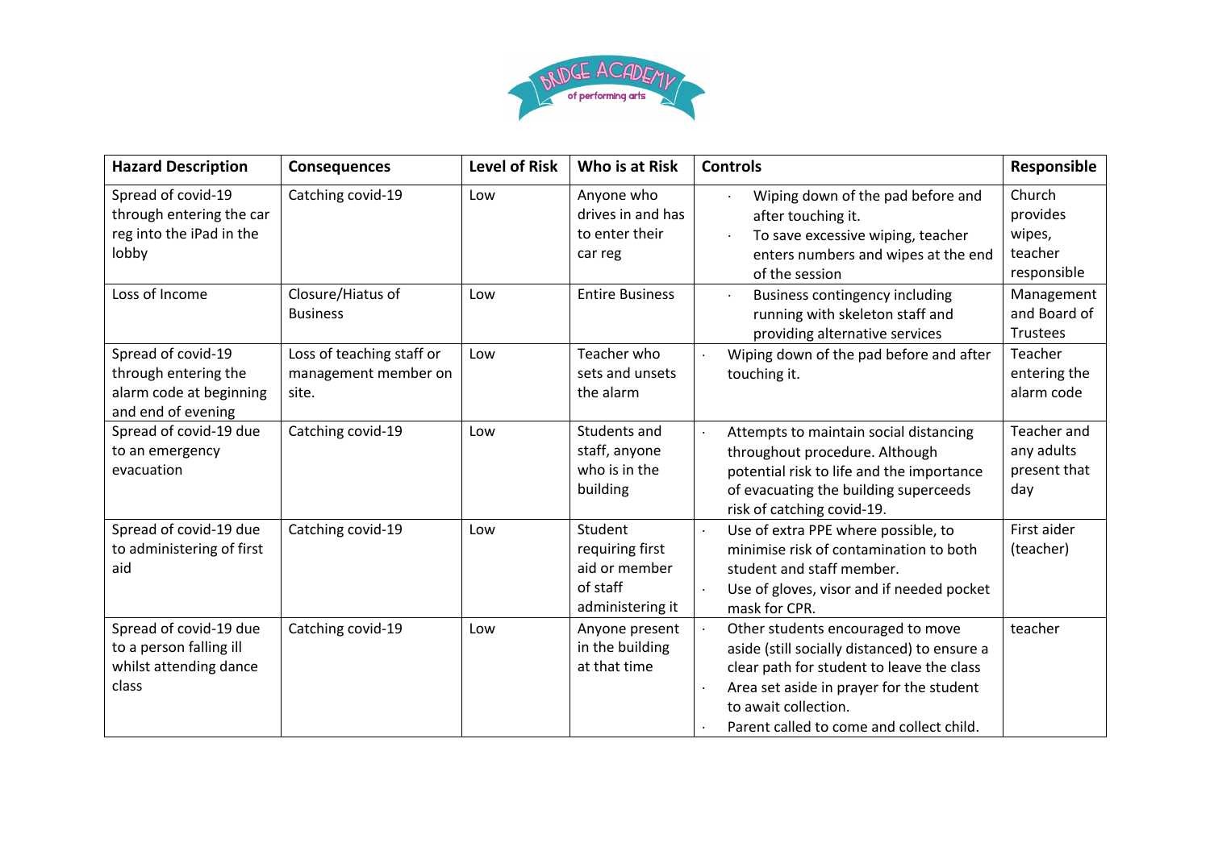| Hazard Description | Consequences | Level of Risk | Who is at Risk | Controls | Responsible |
|---|---|---|---|---|---|
| Spread of covid-19 through entering the car reg into the iPad in the lobby | Catching covid-19 | Low | Anyone who drives in and has to enter their car reg | · Wiping down of the pad before and after touching it.<br>· To save excessive wiping, teacher enters numbers and wipes at the end of the session | Church provides wipes, teacher responsible |
| Loss of Income | Closure/Hiatus of Business | Low | Entire Business | · Business contingency including running with skeleton staff and providing alternative services | Management and Board of Trustees |
| Spread of covid-19 through entering the alarm code at beginning and end of evening | Loss of teaching staff or management member on site. | Low | Teacher who sets and unsets the alarm | · Wiping down of the pad before and after touching it. | Teacher entering the alarm code |
| Spread of covid-19 due to an emergency evacuation | Catching covid-19 | Low | Students and staff, anyone who is in the building | · Attempts to maintain social distancing throughout procedure. Although potential risk to life and the importance of evacuating the building superceeds risk of catching covid-19. | Teacher and any adults present that day |
| Spread of covid-19 due to administering of first aid | Catching covid-19 | Low | Student requiring first aid or member of staff administering it | · Use of extra PPE where possible, to minimise risk of contamination to both student and staff member.<br>· Use of gloves, visor and if needed pocket mask for CPR. | First aider (teacher) |
| Spread of covid-19 due to a person falling ill whilst attending dance class | Catching covid-19 | Low | Anyone present in the building at that time | · Other students encouraged to move aside (still socially distanced) to ensure a clear path for student to leave the class<br>· Area set aside in prayer for the student to await collection.<br>· Parent called to come and collect child. | teacher |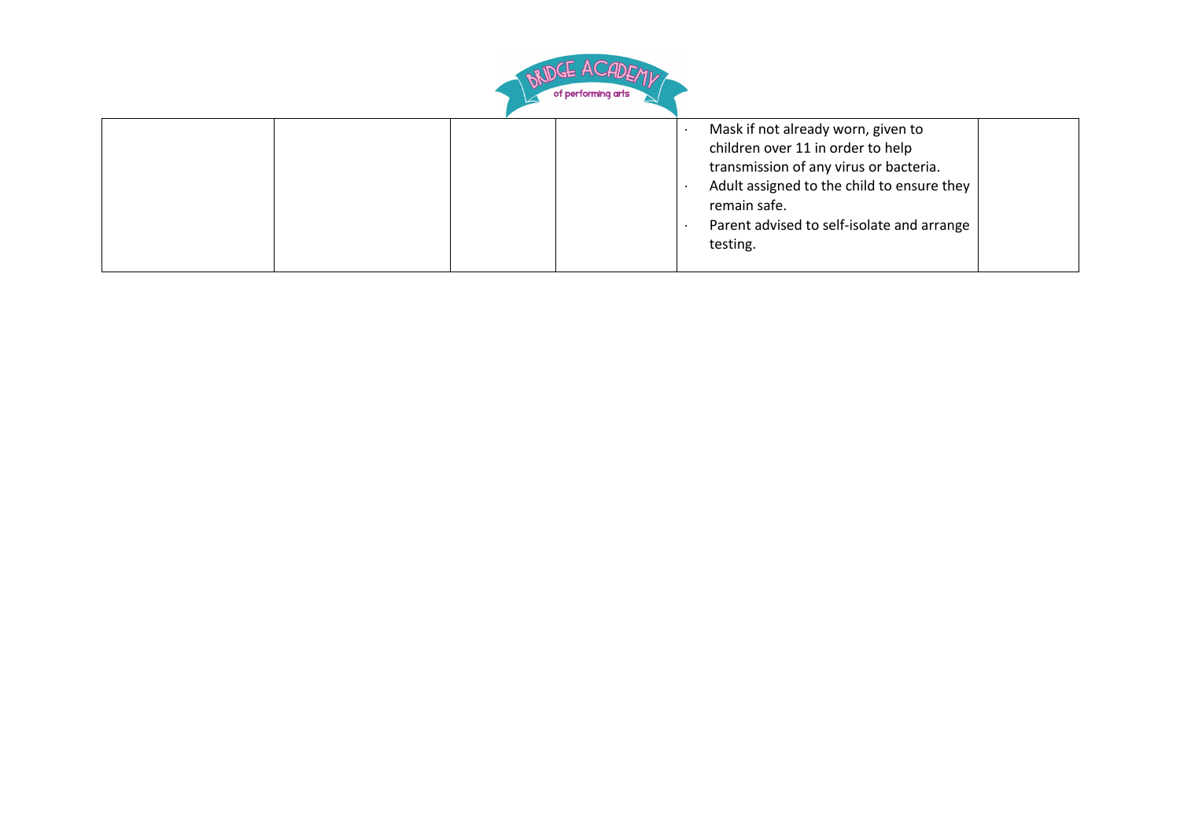| | | | | | |
|---|---|---|---|---|---|
| | | | | · Mask if not already worn, given to children over 11 in order to help transmission of any virus or bacteria.<br>· Adult assigned to the child to ensure they remain safe.<br>· Parent advised to self-isolate and arrange testing. | |